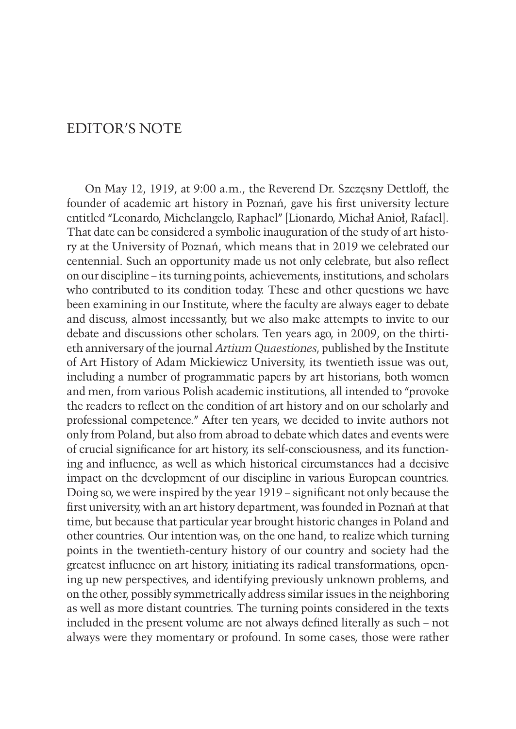# EDITOR'S NOTE

On May 12, 1919, at 9:00 a.m., the Reverend Dr. Szczęsny Dettloff, the founder of academic art history in Poznań, gave his first university lecture entitled "Leonardo, Michelangelo, Raphael" [Lionardo, Michał Anioł, Rafael]. That date can be considered a symbolic inauguration of the study of art history at the University of Poznań, which means that in 2019 we celebrated our centennial. Such an opportunity made us not only celebrate, but also reflect on our discipline – its turning points, achievements, institutions, and scholars who contributed to its condition today. These and other questions we have been examining in our Institute, where the faculty are always eager to debate and discuss, almost incessantly, but we also make attempts to invite to our debate and discussions other scholars. Ten years ago, in 2009, on the thirtieth anniversary of the journal *Artium Quaestiones*, published by the Institute of Art History of Adam Mickiewicz University, its twentieth issue was out, including a number of programmatic papers by art historians, both women and men, from various Polish academic institutions, all intended to "provoke the readers to reflect on the condition of art history and on our scholarly and professional competence." After ten years, we decided to invite authors not only from Poland, but also from abroad to debate which dates and events were of crucial significance for art history, its self-consciousness, and its functioning and influence, as well as which historical circumstances had a decisive impact on the development of our discipline in various European countries. Doing so, we were inspired by the year 1919 – significant not only because the first university, with an art history department, was founded in Poznań at that time, but because that particular year brought historic changes in Poland and other countries. Our intention was, on the one hand, to realize which turning points in the twentieth-century history of our country and society had the greatest influence on art history, initiating its radical transformations, opening up new perspectives, and identifying previously unknown problems, and on the other, possibly symmetrically address similar issues in the neighboring as well as more distant countries. The turning points considered in the texts included in the present volume are not always defined literally as such – not always were they momentary or profound. In some cases, those were rather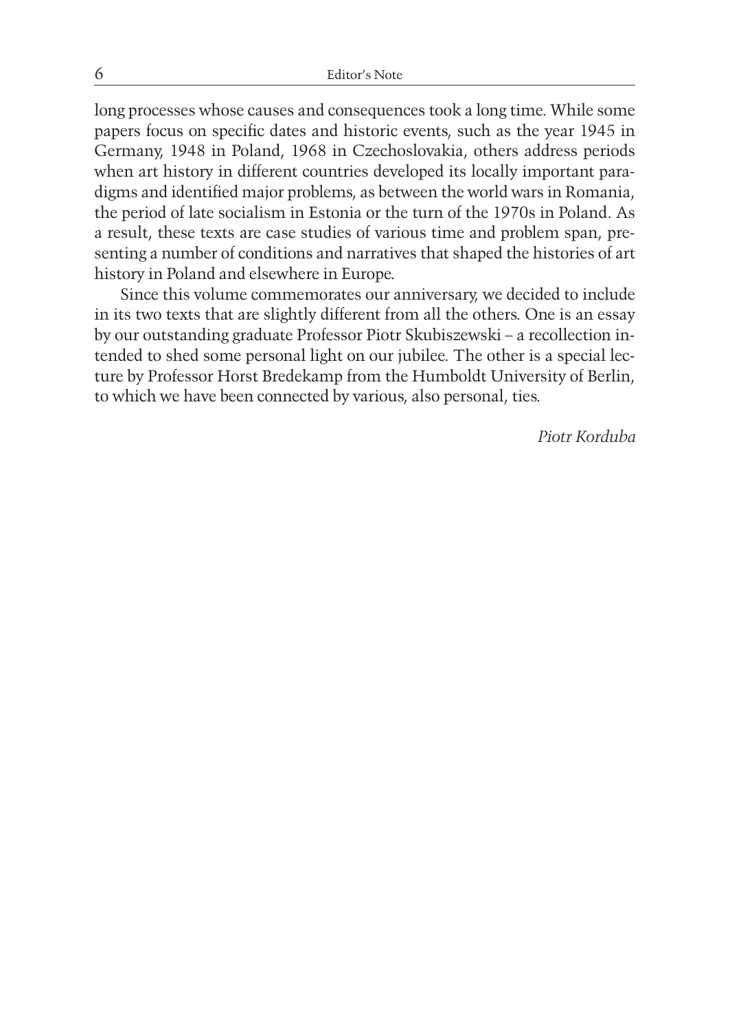long processes whose causes and consequences took a long time. While some papers focus on specific dates and historic events, such as the year 1945 in Germany, 1948 in Poland, 1968 in Czechoslovakia, others address periods when art history in different countries developed its locally important paradigms and identified major problems, as between the world wars in Romania, the period of late socialism in Estonia or the turn of the 1970s in Poland. As a result, these texts are case studies of various time and problem span, presenting a number of conditions and narratives that shaped the histories of art history in Poland and elsewhere in Europe.

Since this volume commemorates our anniversary, we decided to include in its two texts that are slightly different from all the others. One is an essay by our outstanding graduate Professor Piotr Skubiszewski – a recollection intended to shed some personal light on our jubilee. The other is a special lecture by Professor Horst Bredekamp from the Humboldt University of Berlin, to which we have been connected by various, also personal, ties.

*Piotr Korduba*